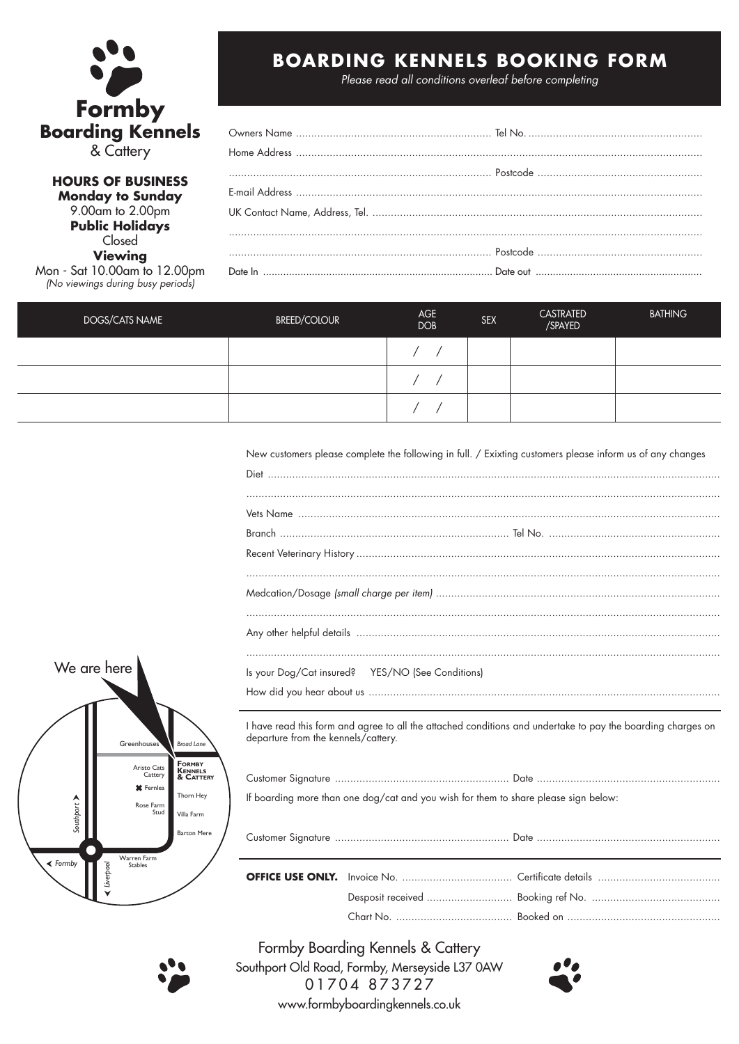# Formby Boarding Kennels & Cattery

**HOURS OF BUSINESS**
**Monday to Sunday**
9.00am to 2.00pm
**Public Holidays**
Closed
**Viewing**
Mon - Sat 10.00am to 12.00pm
*(No viewings during busy periods)*

# BOARDING KENNELS BOOKING FORM

*Please read all conditions overleaf before completing*

Owners Name .................................................... Tel No. ....................................................

Home Address ........................................................................................................

........................................................................................ Postcode ........................................

E-mail Address ........................................................................................................

UK Contact Name, Address, Tel. ..........................................................................................

........................................................................................................................

........................................................................................ Postcode ........................................

Date In ........................................................................ Date out ........................................

| DOGS/CATS NAME | BREED/COLOUR | AGE DOB | SEX | CASTRATED /SPAYED | BATHING |
|---|---|---|---|---|---|
| | | / / | | | |
| | | / / | | | |
| | | / / | | | |

New customers please complete the following in full. / Exixting customers please inform us of any changes

Diet ........................................................................................................................

........................................................................................................................

Vets Name ........................................................................................................................

Branch ........................................................................ Tel No. ........................................

Recent Veterinary History ..........................................................................................

........................................................................................................................

Medcation/Dosage *(small charge per item)* ..........................................................................

........................................................................................................................

Any other helpful details ..........................................................................................

........................................................................................................................

Is your Dog/Cat insured? YES/NO (See Conditions)

How did you hear about us ..........................................................................................

I have read this form and agree to all the attached conditions and undertake to pay the boarding charges on departure from the kennels/cattery.

Customer Signature ........................................................ Date ........................................

If boarding more than one dog/cat and you wish for them to share please sign below:

Customer Signature ........................................................ Date ........................................

**OFFICE USE ONLY.** Invoice No. .................................. Certificate details ..................................

Desposit received .................................. Booking ref No. ..................................

Chart No. .................................. Booked on ..................................

We are here

Greenhouses, Broad Lane, Aristo Cats Cattery, Formby Kennels & Cattery, Fernlea, Thorn Hey, Rose Farm Stud, Villa Farm, Barton Mere, Warren Farm Stables, Southport, Formby, Liverpool

Formby Boarding Kennels & Cattery
Southport Old Road, Formby, Merseyside L37 0AW
01704 873727
www.formbyboardingkennels.co.uk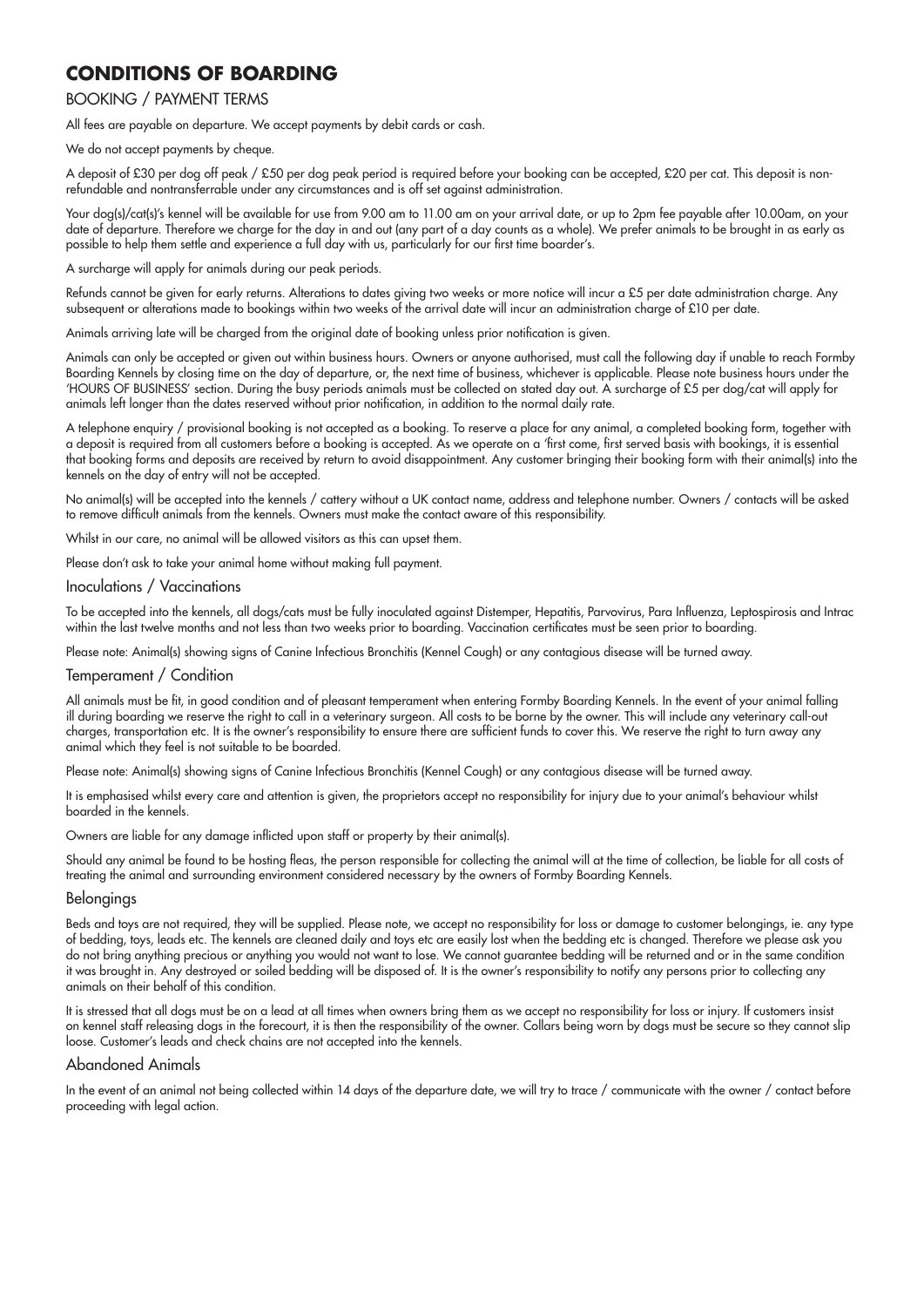# CONDITIONS OF BOARDING

## BOOKING / PAYMENT TERMS

All fees are payable on departure. We accept payments by debit cards or cash.

We do not accept payments by cheque.

A deposit of £30 per dog off peak / £50 per dog peak period is required before your booking can be accepted, £20 per cat. This deposit is non-refundable and nontransferrable under any circumstances and is off set against administration.

Your dog(s)/cat(s)'s kennel will be available for use from 9.00 am to 11.00 am on your arrival date, or up to 2pm fee payable after 10.00am, on your date of departure. Therefore we charge for the day in and out (any part of a day counts as a whole). We prefer animals to be brought in as early as possible to help them settle and experience a full day with us, particularly for our first time boarder's.

A surcharge will apply for animals during our peak periods.

Refunds cannot be given for early returns. Alterations to dates giving two weeks or more notice will incur a £5 per date administration charge. Any subsequent or alterations made to bookings within two weeks of the arrival date will incur an administration charge of £10 per date.

Animals arriving late will be charged from the original date of booking unless prior notification is given.

Animals can only be accepted or given out within business hours. Owners or anyone authorised, must call the following day if unable to reach Formby Boarding Kennels by closing time on the day of departure, or, the next time of business, whichever is applicable. Please note business hours under the 'HOURS OF BUSINESS' section. During the busy periods animals must be collected on stated day out. A surcharge of £5 per dog/cat will apply for animals left longer than the dates reserved without prior notification, in addition to the normal daily rate.

A telephone enquiry / provisional booking is not accepted as a booking. To reserve a place for any animal, a completed booking form, together with a deposit is required from all customers before a booking is accepted. As we operate on a 'first come, first served basis with bookings, it is essential that booking forms and deposits are received by return to avoid disappointment. Any customer bringing their booking form with their animal(s) into the kennels on the day of entry will not be accepted.

No animal(s) will be accepted into the kennels / cattery without a UK contact name, address and telephone number. Owners / contacts will be asked to remove difficult animals from the kennels. Owners must make the contact aware of this responsibility.

Whilst in our care, no animal will be allowed visitors as this can upset them.

Please don't ask to take your animal home without making full payment.

## Inoculations / Vaccinations

To be accepted into the kennels, all dogs/cats must be fully inoculated against Distemper, Hepatitis, Parvovirus, Para Influenza, Leptospirosis and Intrac within the last twelve months and not less than two weeks prior to boarding. Vaccination certificates must be seen prior to boarding.

Please note: Animal(s) showing signs of Canine Infectious Bronchitis (Kennel Cough) or any contagious disease will be turned away.

## Temperament / Condition

All animals must be fit, in good condition and of pleasant temperament when entering Formby Boarding Kennels. In the event of your animal falling ill during boarding we reserve the right to call in a veterinary surgeon. All costs to be borne by the owner. This will include any veterinary call-out charges, transportation etc. It is the owner's responsibility to ensure there are sufficient funds to cover this. We reserve the right to turn away any animal which they feel is not suitable to be boarded.

Please note: Animal(s) showing signs of Canine Infectious Bronchitis (Kennel Cough) or any contagious disease will be turned away.

It is emphasised whilst every care and attention is given, the proprietors accept no responsibility for injury due to your animal's behaviour whilst boarded in the kennels.

Owners are liable for any damage inflicted upon staff or property by their animal(s).

Should any animal be found to be hosting fleas, the person responsible for collecting the animal will at the time of collection, be liable for all costs of treating the animal and surrounding environment considered necessary by the owners of Formby Boarding Kennels.

## Belongings

Beds and toys are not required, they will be supplied. Please note, we accept no responsibility for loss or damage to customer belongings, ie. any type of bedding, toys, leads etc. The kennels are cleaned daily and toys etc are easily lost when the bedding etc is changed. Therefore we please ask you do not bring anything precious or anything you would not want to lose. We cannot guarantee bedding will be returned and or in the same condition it was brought in. Any destroyed or soiled bedding will be disposed of. It is the owner's responsibility to notify any persons prior to collecting any animals on their behalf of this condition.

It is stressed that all dogs must be on a lead at all times when owners bring them as we accept no responsibility for loss or injury. If customers insist on kennel staff releasing dogs in the forecourt, it is then the responsibility of the owner. Collars being worn by dogs must be secure so they cannot slip loose. Customer's leads and check chains are not accepted into the kennels.

## Abandoned Animals

In the event of an animal not being collected within 14 days of the departure date, we will try to trace / communicate with the owner / contact before proceeding with legal action.